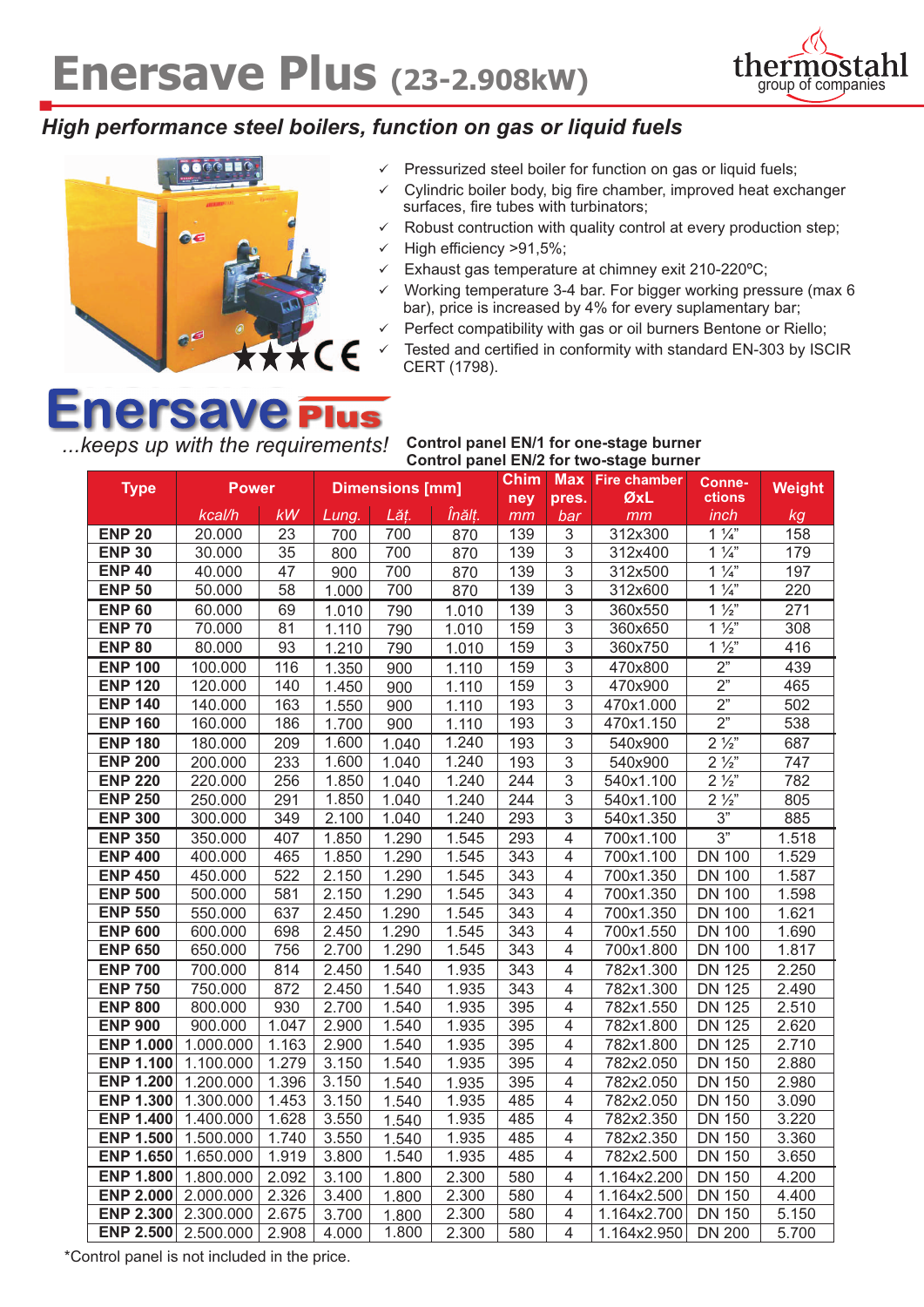# Enersave Plus (23-2.908kW)

## High performance steel boilers, function on gas or liquid fuels

- ✓ Pressurized steel boiler for function on gas or liquid fuels;
- ✓ Cylindric boiler body, big fire chamber, improved heat exchanger surfaces, fire tubes with turbinators;
- ✓ Robust contruction with quality control at every production step;
- ✓ High efficiency >91,5%;
- ✓ Exhaust gas temperature at chimney exit 210-220ºC;
- ✓ Working temperature 3-4 bar. For bigger working pressure (max 6 bar), price is increased by 4% for every suplamentary bar;
- ✓ Perfect compatibility with gas or oil burners Bentone or Riello;
- ✓ Tested and certified in conformity with standard EN-303 by ISCIR CERT (1798).

**Enersave Plus**

*...keeps up with the requirements!*

**Control panel EN/1 for one-stage burner**
**Control panel EN/2 for two-stage burner**

| Type | Power | | Dimensions [mm] | | | Chimney | Max pres. | Fire chamber ØxL | Connections | Weight |
|---|---|---|---|---|---|---|---|---|---|---|
| | kcal/h | kW | Lung. | Lăț. | Înălț. | mm | bar | mm | inch | kg |
| **ENP 20** | 20.000 | 23 | 700 | 700 | 870 | 139 | 3 | 312x300 | 1 ¼" | 158 |
| **ENP 30** | 30.000 | 35 | 800 | 700 | 870 | 139 | 3 | 312x400 | 1 ¼" | 179 |
| **ENP 40** | 40.000 | 47 | 900 | 700 | 870 | 139 | 3 | 312x500 | 1 ¼" | 197 |
| **ENP 50** | 50.000 | 58 | 1.000 | 700 | 870 | 139 | 3 | 312x600 | 1 ¼" | 220 |
| **ENP 60** | 60.000 | 69 | 1.010 | 790 | 1.010 | 139 | 3 | 360x550 | 1 ½" | 271 |
| **ENP 70** | 70.000 | 81 | 1.110 | 790 | 1.010 | 159 | 3 | 360x650 | 1 ½" | 308 |
| **ENP 80** | 80.000 | 93 | 1.210 | 790 | 1.010 | 159 | 3 | 360x750 | 1 ½" | 416 |
| **ENP 100** | 100.000 | 116 | 1.350 | 900 | 1.110 | 159 | 3 | 470x800 | 2" | 439 |
| **ENP 120** | 120.000 | 140 | 1.450 | 900 | 1.110 | 159 | 3 | 470x900 | 2" | 465 |
| **ENP 140** | 140.000 | 163 | 1.550 | 900 | 1.110 | 193 | 3 | 470x1.000 | 2" | 502 |
| **ENP 160** | 160.000 | 186 | 1.700 | 900 | 1.110 | 193 | 3 | 470x1.150 | 2" | 538 |
| **ENP 180** | 180.000 | 209 | 1.600 | 1.040 | 1.240 | 193 | 3 | 540x900 | 2 ½" | 687 |
| **ENP 200** | 200.000 | 233 | 1.600 | 1.040 | 1.240 | 193 | 3 | 540x900 | 2 ½" | 747 |
| **ENP 220** | 220.000 | 256 | 1.850 | 1.040 | 1.240 | 244 | 3 | 540x1.100 | 2 ½" | 782 |
| **ENP 250** | 250.000 | 291 | 1.850 | 1.040 | 1.240 | 244 | 3 | 540x1.100 | 2 ½" | 805 |
| **ENP 300** | 300.000 | 349 | 2.100 | 1.040 | 1.240 | 293 | 3 | 540x1.350 | 3" | 885 |
| **ENP 350** | 350.000 | 407 | 1.850 | 1.290 | 1.545 | 293 | 4 | 700x1.100 | 3" | 1.518 |
| **ENP 400** | 400.000 | 465 | 1.850 | 1.290 | 1.545 | 343 | 4 | 700x1.100 | DN 100 | 1.529 |
| **ENP 450** | 450.000 | 522 | 2.150 | 1.290 | 1.545 | 343 | 4 | 700x1.350 | DN 100 | 1.587 |
| **ENP 500** | 500.000 | 581 | 2.150 | 1.290 | 1.545 | 343 | 4 | 700x1.350 | DN 100 | 1.598 |
| **ENP 550** | 550.000 | 637 | 2.450 | 1.290 | 1.545 | 343 | 4 | 700x1.350 | DN 100 | 1.621 |
| **ENP 600** | 600.000 | 698 | 2.450 | 1.290 | 1.545 | 343 | 4 | 700x1.550 | DN 100 | 1.690 |
| **ENP 650** | 650.000 | 756 | 2.700 | 1.290 | 1.545 | 343 | 4 | 700x1.800 | DN 100 | 1.817 |
| **ENP 700** | 700.000 | 814 | 2.450 | 1.540 | 1.935 | 343 | 4 | 782x1.300 | DN 125 | 2.250 |
| **ENP 750** | 750.000 | 872 | 2.450 | 1.540 | 1.935 | 343 | 4 | 782x1.300 | DN 125 | 2.490 |
| **ENP 800** | 800.000 | 930 | 2.700 | 1.540 | 1.935 | 395 | 4 | 782x1.550 | DN 125 | 2.510 |
| **ENP 900** | 900.000 | 1.047 | 2.900 | 1.540 | 1.935 | 395 | 4 | 782x1.800 | DN 125 | 2.620 |
| **ENP 1.000** | 1.000.000 | 1.163 | 2.900 | 1.540 | 1.935 | 395 | 4 | 782x1.800 | DN 125 | 2.710 |
| **ENP 1.100** | 1.100.000 | 1.279 | 3.150 | 1.540 | 1.935 | 395 | 4 | 782x2.050 | DN 150 | 2.880 |
| **ENP 1.200** | 1.200.000 | 1.396 | 3.150 | 1.540 | 1.935 | 395 | 4 | 782x2.050 | DN 150 | 2.980 |
| **ENP 1.300** | 1.300.000 | 1.453 | 3.150 | 1.540 | 1.935 | 485 | 4 | 782x2.050 | DN 150 | 3.090 |
| **ENP 1.400** | 1.400.000 | 1.628 | 3.550 | 1.540 | 1.935 | 485 | 4 | 782x2.350 | DN 150 | 3.220 |
| **ENP 1.500** | 1.500.000 | 1.740 | 3.550 | 1.540 | 1.935 | 485 | 4 | 782x2.350 | DN 150 | 3.360 |
| **ENP 1.650** | 1.650.000 | 1.919 | 3.800 | 1.540 | 1.935 | 485 | 4 | 782x2.500 | DN 150 | 3.650 |
| **ENP 1.800** | 1.800.000 | 2.092 | 3.100 | 1.800 | 2.300 | 580 | 4 | 1.164x2.200 | DN 150 | 4.200 |
| **ENP 2.000** | 2.000.000 | 2.326 | 3.400 | 1.800 | 2.300 | 580 | 4 | 1.164x2.500 | DN 150 | 4.400 |
| **ENP 2.300** | 2.300.000 | 2.675 | 3.700 | 1.800 | 2.300 | 580 | 4 | 1.164x2.700 | DN 150 | 5.150 |
| **ENP 2.500** | 2.500.000 | 2.908 | 4.000 | 1.800 | 2.300 | 580 | 4 | 1.164x2.950 | DN 200 | 5.700 |

*Control panel is not included in the price.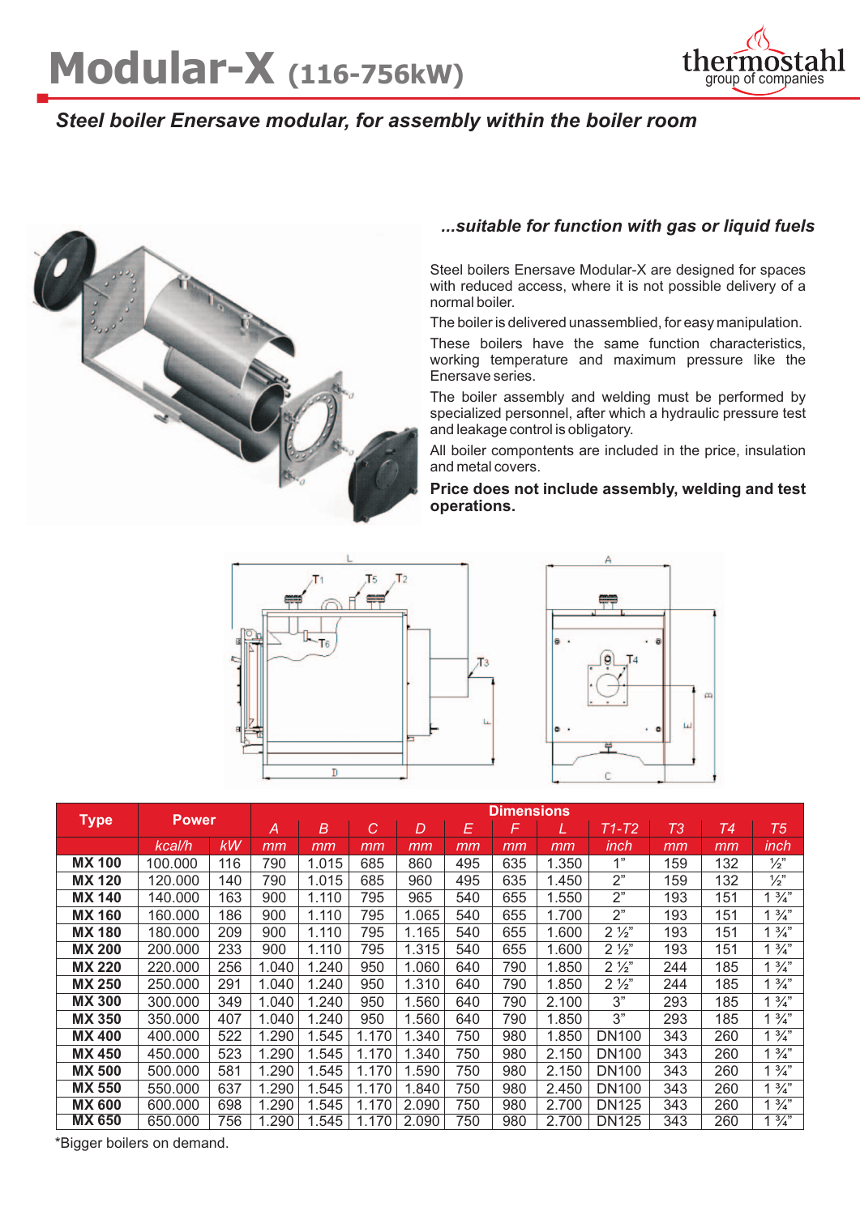# Modular-X (116-756kW)

***Steel boiler Enersave modular, for assembly within the boiler room***

***...suitable for function with gas or liquid fuels***

Steel boilers Enersave Modular-X are designed for spaces with reduced access, where it is not possible delivery of a normal boiler.

The boiler is delivered unassemblied, for easy manipulation.

These boilers have the same function characteristics, working temperature and maximum pressure like the Enersave series.

The boiler assembly and welding must be performed by specialized personnel, after which a hydraulic pressure test and leakage control is obligatory.

All boiler compontents are included in the price, insulation and metal covers.

**Price does not include assembly, welding and test operations.**

| Type | Power | | Dimensions | | | | | | | | | | |
|---|---|---|---|---|---|---|---|---|---|---|---|---|---|
| | | | A | B | C | D | E | F | L | T1-T2 | T3 | T4 | T5 |
| | kcal/h | kW | mm | mm | mm | mm | mm | mm | mm | inch | mm | mm | inch |
| **MX 100** | 100.000 | 116 | 790 | 1.015 | 685 | 860 | 495 | 635 | 1.350 | 1" | 159 | 132 | ½" |
| **MX 120** | 120.000 | 140 | 790 | 1.015 | 685 | 960 | 495 | 635 | 1.450 | 2" | 159 | 132 | ½" |
| **MX 140** | 140.000 | 163 | 900 | 1.110 | 795 | 965 | 540 | 655 | 1.550 | 2" | 193 | 151 | 1 ¾" |
| **MX 160** | 160.000 | 186 | 900 | 1.110 | 795 | 1.065 | 540 | 655 | 1.700 | 2" | 193 | 151 | 1 ¾" |
| **MX 180** | 180.000 | 209 | 900 | 1.110 | 795 | 1.165 | 540 | 655 | 1.600 | 2 ½" | 193 | 151 | 1 ¾" |
| **MX 200** | 200.000 | 233 | 900 | 1.110 | 795 | 1.315 | 540 | 655 | 1.600 | 2 ½" | 193 | 151 | 1 ¾" |
| **MX 220** | 220.000 | 256 | 1.040 | 1.240 | 950 | 1.060 | 640 | 790 | 1.850 | 2 ½" | 244 | 185 | 1 ¾" |
| **MX 250** | 250.000 | 291 | 1.040 | 1.240 | 950 | 1.310 | 640 | 790 | 1.850 | 2 ½" | 244 | 185 | 1 ¾" |
| **MX 300** | 300.000 | 349 | 1.040 | 1.240 | 950 | 1.560 | 640 | 790 | 2.100 | 3" | 293 | 185 | 1 ¾" |
| **MX 350** | 350.000 | 407 | 1.040 | 1.240 | 950 | 1.560 | 640 | 790 | 1.850 | 3" | 293 | 185 | 1 ¾" |
| **MX 400** | 400.000 | 522 | 1.290 | 1.545 | 1.170 | 1.340 | 750 | 980 | 1.850 | DN100 | 343 | 260 | 1 ¾" |
| **MX 450** | 450.000 | 523 | 1.290 | 1.545 | 1.170 | 1.340 | 750 | 980 | 2.150 | DN100 | 343 | 260 | 1 ¾" |
| **MX 500** | 500.000 | 581 | 1.290 | 1.545 | 1.170 | 1.590 | 750 | 980 | 2.150 | DN100 | 343 | 260 | 1 ¾" |
| **MX 550** | 550.000 | 637 | 1.290 | 1.545 | 1.170 | 1.840 | 750 | 980 | 2.450 | DN100 | 343 | 260 | 1 ¾" |
| **MX 600** | 600.000 | 698 | 1.290 | 1.545 | 1.170 | 2.090 | 750 | 980 | 2.700 | DN125 | 343 | 260 | 1 ¾" |
| **MX 650** | 650.000 | 756 | 1.290 | 1.545 | 1.170 | 2.090 | 750 | 980 | 2.700 | DN125 | 343 | 260 | 1 ¾" |

*Bigger boilers on demand.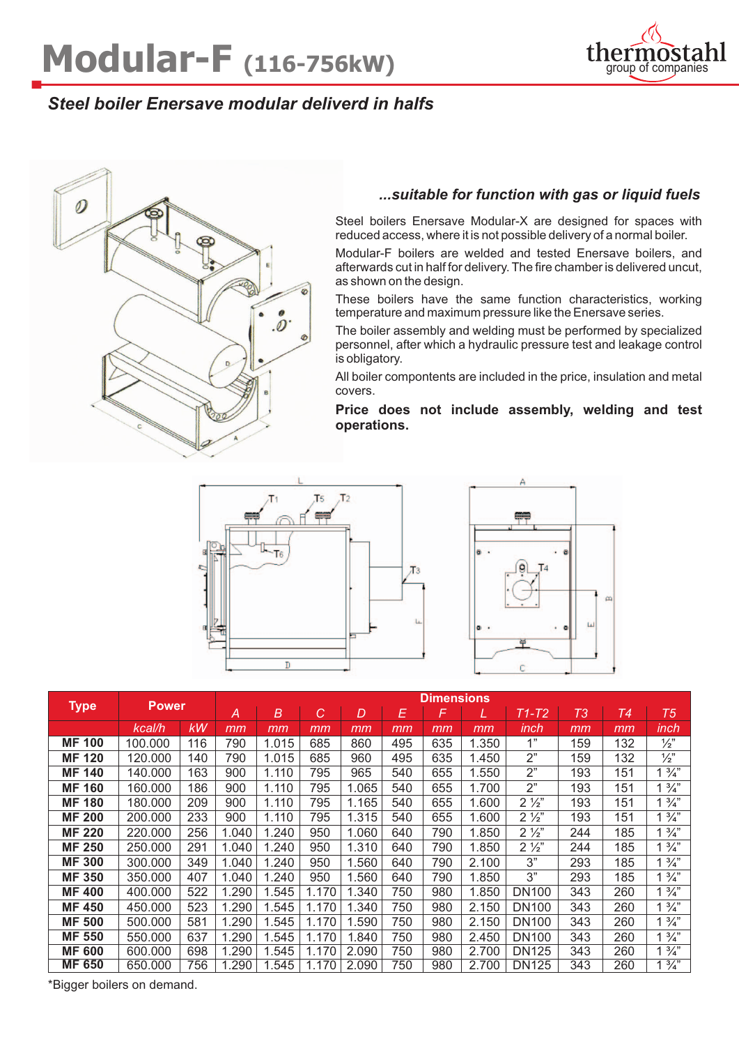# Modular-F (116-756kW)

thermostahl group of companies

*Steel boiler Enersave modular deliverd in halfs*

### *...suitable for function with gas or liquid fuels*

Steel boilers Enersave Modular-X are designed for spaces with reduced access, where it is not possible delivery of a normal boiler.

Modular-F boilers are welded and tested Enersave boilers, and afterwards cut in half for delivery. The fire chamber is delivered uncut, as shown on the design.

These boilers have the same function characteristics, working temperature and maximum pressure like the Enersave series.

The boiler assembly and welding must be performed by specialized personnel, after which a hydraulic pressure test and leakage control is obligatory.

All boiler compontents are included in the price, insulation and metal covers.

**Price does not include assembly, welding and test operations.**

| Type | Power | | Dimensions | | | | | | | | | | |
|---|---|---|---|---|---|---|---|---|---|---|---|---|---|
| | | | A | B | C | D | E | F | L | T1-T2 | T3 | T4 | T5 |
| | kcal/h | kW | mm | mm | mm | mm | mm | mm | mm | inch | mm | mm | inch |
| **MF 100** | 100.000 | 116 | 790 | 1.015 | 685 | 860 | 495 | 635 | 1.350 | 1" | 159 | 132 | ½" |
| **MF 120** | 120.000 | 140 | 790 | 1.015 | 685 | 960 | 495 | 635 | 1.450 | 2" | 159 | 132 | ½" |
| **MF 140** | 140.000 | 163 | 900 | 1.110 | 795 | 965 | 540 | 655 | 1.550 | 2" | 193 | 151 | 1 ¾" |
| **MF 160** | 160.000 | 186 | 900 | 1.110 | 795 | 1.065 | 540 | 655 | 1.700 | 2" | 193 | 151 | 1 ¾" |
| **MF 180** | 180.000 | 209 | 900 | 1.110 | 795 | 1.165 | 540 | 655 | 1.600 | 2 ½" | 193 | 151 | 1 ¾" |
| **MF 200** | 200.000 | 233 | 900 | 1.110 | 795 | 1.315 | 540 | 655 | 1.600 | 2 ½" | 193 | 151 | 1 ¾" |
| **MF 220** | 220.000 | 256 | 1.040 | 1.240 | 950 | 1.060 | 640 | 790 | 1.850 | 2 ½" | 244 | 185 | 1 ¾" |
| **MF 250** | 250.000 | 291 | 1.040 | 1.240 | 950 | 1.310 | 640 | 790 | 1.850 | 2 ½" | 244 | 185 | 1 ¾" |
| **MF 300** | 300.000 | 349 | 1.040 | 1.240 | 950 | 1.560 | 640 | 790 | 2.100 | 3" | 293 | 185 | 1 ¾" |
| **MF 350** | 350.000 | 407 | 1.040 | 1.240 | 950 | 1.560 | 640 | 790 | 1.850 | 3" | 293 | 185 | 1 ¾" |
| **MF 400** | 400.000 | 522 | 1.290 | 1.545 | 1.170 | 1.340 | 750 | 980 | 1.850 | DN100 | 343 | 260 | 1 ¾" |
| **MF 450** | 450.000 | 523 | 1.290 | 1.545 | 1.170 | 1.340 | 750 | 980 | 2.150 | DN100 | 343 | 260 | 1 ¾" |
| **MF 500** | 500.000 | 581 | 1.290 | 1.545 | 1.170 | 1.590 | 750 | 980 | 2.150 | DN100 | 343 | 260 | 1 ¾" |
| **MF 550** | 550.000 | 637 | 1.290 | 1.545 | 1.170 | 1.840 | 750 | 980 | 2.450 | DN100 | 343 | 260 | 1 ¾" |
| **MF 600** | 600.000 | 698 | 1.290 | 1.545 | 1.170 | 2.090 | 750 | 980 | 2.700 | DN125 | 343 | 260 | 1 ¾" |
| **MF 650** | 650.000 | 756 | 1.290 | 1.545 | 1.170 | 2.090 | 750 | 980 | 2.700 | DN125 | 343 | 260 | 1 ¾" |

*Bigger boilers on demand.